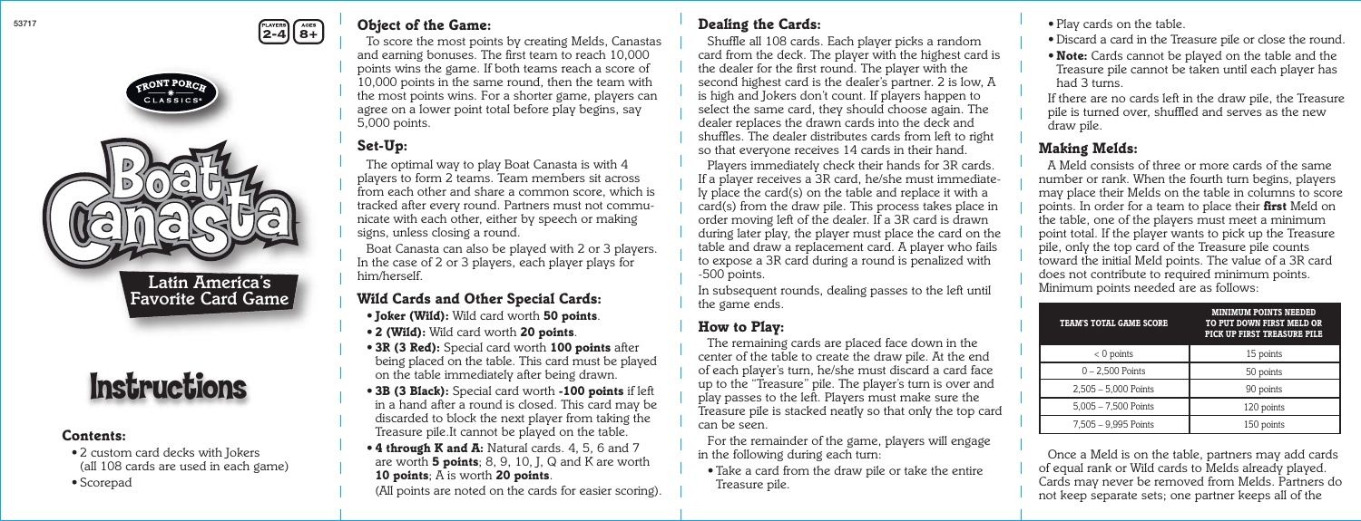53717

PLAYERS 2-4 | AGES 8+

FRONT PORCH CLASSICS

# Boat Canasta

Latin America's Favorite Card Game

# Instructions

## Contents:

- 2 custom card decks with Jokers (all 108 cards are used in each game)
- Scorepad

## Object of the Game:

To score the most points by creating Melds, Canastas and earning bonuses. The first team to reach 10,000 points wins the game. If both teams reach a score of 10,000 points in the same round, then the team with the most points wins. For a shorter game, players can agree on a lower point total before play begins, say 5,000 points.

## Set-Up:

The optimal way to play Boat Canasta is with 4 players to form 2 teams. Team members sit across from each other and share a common score, which is tracked after every round. Partners must not communicate with each other, either by speech or making signs, unless closing a round.

Boat Canasta can also be played with 2 or 3 players. In the case of 2 or 3 players, each player plays for him/herself.

## Wild Cards and Other Special Cards:

- **Joker (Wild):** Wild card worth **50 points**.
- **2 (Wild):** Wild card worth **20 points**.
- **3R (3 Red):** Special card worth **100 points** after being placed on the table. This card must be played on the table immediately after being drawn.
- **3B (3 Black):** Special card worth **-100 points** if left in a hand after a round is closed. This card may be discarded to block the next player from taking the Treasure pile.It cannot be played on the table.
- **4 through K and A:** Natural cards. 4, 5, 6 and 7 are worth **5 points**; 8, 9, 10, J, Q and K are worth **10 points**; A is worth **20 points**.

(All points are noted on the cards for easier scoring).

## Dealing the Cards:

Shuffle all 108 cards. Each player picks a random card from the deck. The player with the highest card is the dealer for the first round. The player with the second highest card is the dealer's partner. 2 is low, A is high and Jokers don't count. If players happen to select the same card, they should choose again. The dealer replaces the drawn cards into the deck and shuffles. The dealer distributes cards from left to right so that everyone receives 14 cards in their hand.

Players immediately check their hands for 3R cards. If a player receives a 3R card, he/she must immediately place the card(s) on the table and replace it with a card(s) from the draw pile. This process takes place in order moving left of the dealer. If a 3R card is drawn during later play, the player must place the card on the table and draw a replacement card. A player who fails to expose a 3R card during a round is penalized with -500 points.

In subsequent rounds, dealing passes to the left until the game ends.

## How to Play:

The remaining cards are placed face down in the center of the table to create the draw pile. At the end of each player's turn, he/she must discard a card face up to the "Treasure" pile. The player's turn is over and play passes to the left. Players must make sure the Treasure pile is stacked neatly so that only the top card can be seen.

For the remainder of the game, players will engage in the following during each turn:

- Take a card from the draw pile or take the entire Treasure pile.
- Play cards on the table.
- Discard a card in the Treasure pile or close the round.
- **Note:** Cards cannot be played on the table and the Treasure pile cannot be taken until each player has had 3 turns.

If there are no cards left in the draw pile, the Treasure pile is turned over, shuffled and serves as the new draw pile.

## Making Melds:

A Meld consists of three or more cards of the same number or rank. When the fourth turn begins, players may place their Melds on the table in columns to score points. In order for a team to place their **first** Meld on the table, one of the players must meet a minimum point total. If the player wants to pick up the Treasure pile, only the top card of the Treasure pile counts toward the initial Meld points. The value of a 3R card does not contribute to required minimum points. Minimum points needed are as follows:

| TEAM'S TOTAL GAME SCORE | MINIMUM POINTS NEEDED TO PUT DOWN FIRST MELD OR PICK UP FIRST TREASURE PILE |
|---|---|
| < 0 points | 15 points |
| 0 – 2,500 Points | 50 points |
| 2,505 – 5,000 Points | 90 points |
| 5,005 – 7,500 Points | 120 points |
| 7,505 – 9,995 Points | 150 points |

Once a Meld is on the table, partners may add cards of equal rank or Wild cards to Melds already played. Cards may never be removed from Melds. Partners do not keep separate sets; one partner keeps all of the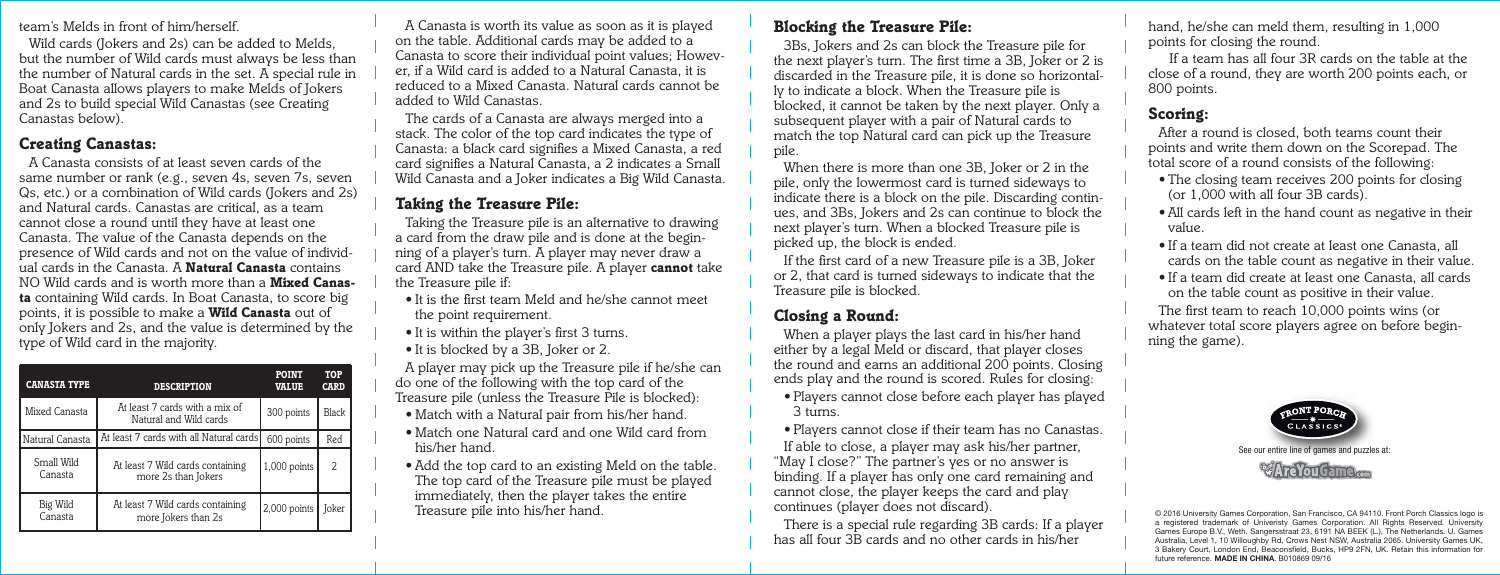team's Melds in front of him/herself.

Wild cards (Jokers and 2s) can be added to Melds, but the number of Wild cards must always be less than the number of Natural cards in the set. A special rule in Boat Canasta allows players to make Melds of Jokers and 2s to build special Wild Canastas (see Creating Canastas below).

### Creating Canastas:

A Canasta consists of at least seven cards of the same number or rank (e.g., seven 4s, seven 7s, seven Qs, etc.) or a combination of Wild cards (Jokers and 2s) and Natural cards. Canastas are critical, as a team cannot close a round until they have at least one Canasta. The value of the Canasta depends on the presence of Wild cards and not on the value of individual cards in the Canasta. A **Natural Canasta** contains NO Wild cards and is worth more than a **Mixed Canasta** containing Wild cards. In Boat Canasta, to score big points, it is possible to make a **Wild Canasta** out of only Jokers and 2s, and the value is determined by the type of Wild card in the majority.

| CANASTA TYPE | DESCRIPTION | POINT VALUE | TOP CARD |
|---|---|---|---|
| Mixed Canasta | At least 7 cards with a mix of Natural and Wild cards | 300 points | Black |
| Natural Canasta | At least 7 cards with all Natural cards | 600 points | Red |
| Small Wild Canasta | At least 7 Wild cards containing more 2s than Jokers | 1,000 points | 2 |
| Big Wild Canasta | At least 7 Wild cards containing more Jokers than 2s | 2,000 points | Joker |

A Canasta is worth its value as soon as it is played on the table. Additional cards may be added to a Canasta to score their individual point values; However, if a Wild card is added to a Natural Canasta, it is reduced to a Mixed Canasta. Natural cards cannot be added to Wild Canastas.

The cards of a Canasta are always merged into a stack. The color of the top card indicates the type of Canasta: a black card signifies a Mixed Canasta, a red card signifies a Natural Canasta, a 2 indicates a Small Wild Canasta and a Joker indicates a Big Wild Canasta.

### Taking the Treasure Pile:

Taking the Treasure pile is an alternative to drawing a card from the draw pile and is done at the beginning of a player's turn. A player may never draw a card AND take the Treasure pile. A player **cannot** take the Treasure pile if:

- It is the first team Meld and he/she cannot meet the point requirement.
- It is within the player's first 3 turns.
- It is blocked by a 3B, Joker or 2.

A player may pick up the Treasure pile if he/she can do one of the following with the top card of the Treasure pile (unless the Treasure Pile is blocked):

- Match with a Natural pair from his/her hand.
- Match one Natural card and one Wild card from his/her hand.
- Add the top card to an existing Meld on the table. The top card of the Treasure pile must be played immediately, then the player takes the entire Treasure pile into his/her hand.

### Blocking the Treasure Pile:

3Bs, Jokers and 2s can block the Treasure pile for the next player's turn. The first time a 3B, Joker or 2 is discarded in the Treasure pile, it is done so horizontally to indicate a block. When the Treasure pile is blocked, it cannot be taken by the next player. Only a subsequent player with a pair of Natural cards to match the top Natural card can pick up the Treasure pile.

When there is more than one 3B, Joker or 2 in the pile, only the lowermost card is turned sideways to indicate there is a block on the pile. Discarding continues, and 3Bs, Jokers and 2s can continue to block the next player's turn. When a blocked Treasure pile is picked up, the block is ended.

If the first card of a new Treasure pile is a 3B, Joker or 2, that card is turned sideways to indicate that the Treasure pile is blocked.

### Closing a Round:

When a player plays the last card in his/her hand either by a legal Meld or discard, that player closes the round and earns an additional 200 points. Closing ends play and the round is scored. Rules for closing:

- Players cannot close before each player has played 3 turns.
- Players cannot close if their team has no Canastas.

If able to close, a player may ask his/her partner, "May I close?" The partner's yes or no answer is binding. If a player has only one card remaining and cannot close, the player keeps the card and play continues (player does not discard).

There is a special rule regarding 3B cards: If a player has all four 3B cards and no other cards in his/her hand, he/she can meld them, resulting in 1,000 points for closing the round.

If a team has all four 3R cards on the table at the close of a round, they are worth 200 points each, or 800 points.

### Scoring:

After a round is closed, both teams count their points and write them down on the Scorepad. The total score of a round consists of the following:

- The closing team receives 200 points for closing (or 1,000 with all four 3B cards).
- All cards left in the hand count as negative in their value.
- If a team did not create at least one Canasta, all cards on the table count as negative in their value.
- If a team did create at least one Canasta, all cards on the table count as positive in their value.

The first team to reach 10,000 points wins (or whatever total score players agree on before beginning the game).

FRONT PORCH CLASSICS

See our entire line of games and puzzles at:

AreYouGame.com

© 2016 University Games Corporation, San Francisco, CA 94110. Front Porch Classics logo is a registered trademark of Univeristy Games Corporation. All Rights Reserved. University Games Europe B.V., Weth. Sangersstraat 23, 6191 NA BEEK (L), The Netherlands. U. Games Australia, Level 1, 10 Willoughby Rd, Crows Nest NSW, Australia 2065. University Games UK, 3 Bakery Court, London End, Beaconsfield, Bucks, HP9 2FN, UK. Retain this information for future reference. **MADE IN CHINA**. B010869 09/16